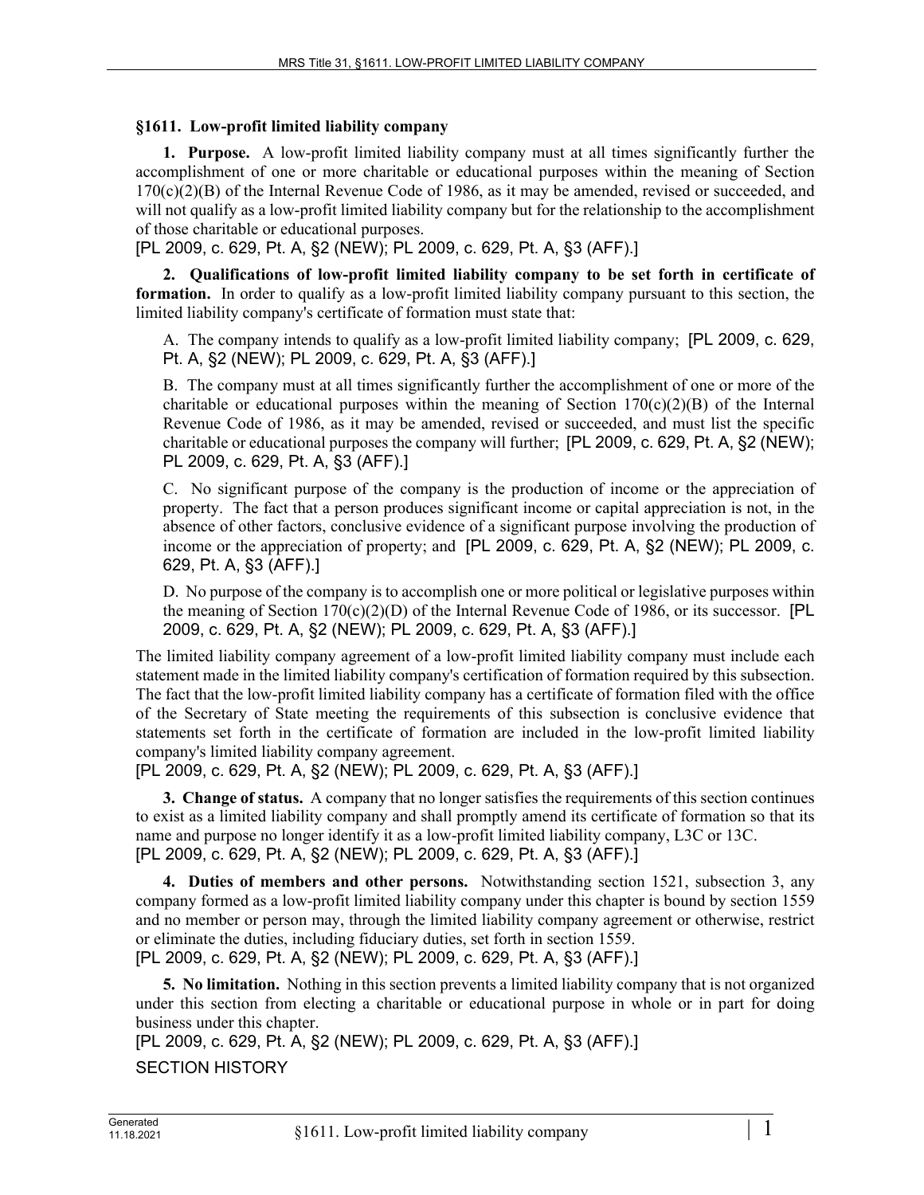## §1611. Low-profit limited liability company

**1. Purpose.** A low-profit limited liability company must at all times significantly further the accomplishment of one or more charitable or educational purposes within the meaning of Section 170(c)(2)(B) of the Internal Revenue Code of 1986, as it may be amended, revised or succeeded, and will not qualify as a low-profit limited liability company but for the relationship to the accomplishment of those charitable or educational purposes.

[PL 2009, c. 629, Pt. A, §2 (NEW); PL 2009, c. 629, Pt. A, §3 (AFF).]

**2. Qualifications of low-profit limited liability company to be set forth in certificate of formation.** In order to qualify as a low-profit limited liability company pursuant to this section, the limited liability company's certificate of formation must state that:

A. The company intends to qualify as a low-profit limited liability company; [PL 2009, c. 629, Pt. A, §2 (NEW); PL 2009, c. 629, Pt. A, §3 (AFF).]

B. The company must at all times significantly further the accomplishment of one or more of the charitable or educational purposes within the meaning of Section 170(c)(2)(B) of the Internal Revenue Code of 1986, as it may be amended, revised or succeeded, and must list the specific charitable or educational purposes the company will further; [PL 2009, c. 629, Pt. A, §2 (NEW); PL 2009, c. 629, Pt. A, §3 (AFF).]

C. No significant purpose of the company is the production of income or the appreciation of property. The fact that a person produces significant income or capital appreciation is not, in the absence of other factors, conclusive evidence of a significant purpose involving the production of income or the appreciation of property; and [PL 2009, c. 629, Pt. A, §2 (NEW); PL 2009, c. 629, Pt. A, §3 (AFF).]

D. No purpose of the company is to accomplish one or more political or legislative purposes within the meaning of Section 170(c)(2)(D) of the Internal Revenue Code of 1986, or its successor. [PL 2009, c. 629, Pt. A, §2 (NEW); PL 2009, c. 629, Pt. A, §3 (AFF).]

The limited liability company agreement of a low-profit limited liability company must include each statement made in the limited liability company's certificate of formation required by this subsection. The fact that the low-profit limited liability company has a certificate of formation filed with the office of the Secretary of State meeting the requirements of this subsection is conclusive evidence that statements set forth in the certificate of formation are included in the low-profit limited liability company's limited liability company agreement.

[PL 2009, c. 629, Pt. A, §2 (NEW); PL 2009, c. 629, Pt. A, §3 (AFF).]

**3. Change of status.** A company that no longer satisfies the requirements of this section continues to exist as a limited liability company and shall promptly amend its certificate of formation so that its name and purpose no longer identify it as a low-profit limited liability company, L3C or l3C.

[PL 2009, c. 629, Pt. A, §2 (NEW); PL 2009, c. 629, Pt. A, §3 (AFF).]

**4. Duties of members and other persons.** Notwithstanding section 1521, subsection 3, any company formed as a low-profit limited liability company under this chapter is bound by section 1559 and no member or person may, through the limited liability company agreement or otherwise, restrict or eliminate the duties, including fiduciary duties, set forth in section 1559.

[PL 2009, c. 629, Pt. A, §2 (NEW); PL 2009, c. 629, Pt. A, §3 (AFF).]

**5. No limitation.** Nothing in this section prevents a limited liability company that is not organized under this section from electing a charitable or educational purpose in whole or in part for doing business under this chapter.

[PL 2009, c. 629, Pt. A, §2 (NEW); PL 2009, c. 629, Pt. A, §3 (AFF).]

SECTION HISTORY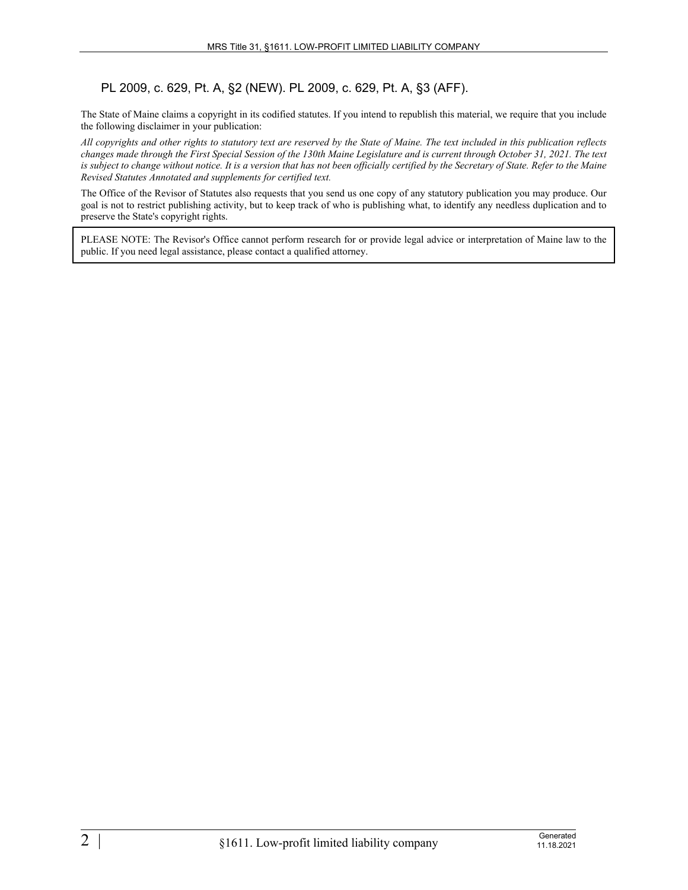PL 2009, c. 629, Pt. A, §2 (NEW). PL 2009, c. 629, Pt. A, §3 (AFF).

The State of Maine claims a copyright in its codified statutes. If you intend to republish this material, we require that you include the following disclaimer in your publication:

*All copyrights and other rights to statutory text are reserved by the State of Maine. The text included in this publication reflects changes made through the First Special Session of the 130th Maine Legislature and is current through October 31, 2021. The text is subject to change without notice. It is a version that has not been officially certified by the Secretary of State. Refer to the Maine Revised Statutes Annotated and supplements for certified text.*

The Office of the Revisor of Statutes also requests that you send us one copy of any statutory publication you may produce. Our goal is not to restrict publishing activity, but to keep track of who is publishing what, to identify any needless duplication and to preserve the State's copyright rights.

PLEASE NOTE: The Revisor's Office cannot perform research for or provide legal advice or interpretation of Maine law to the public. If you need legal assistance, please contact a qualified attorney.